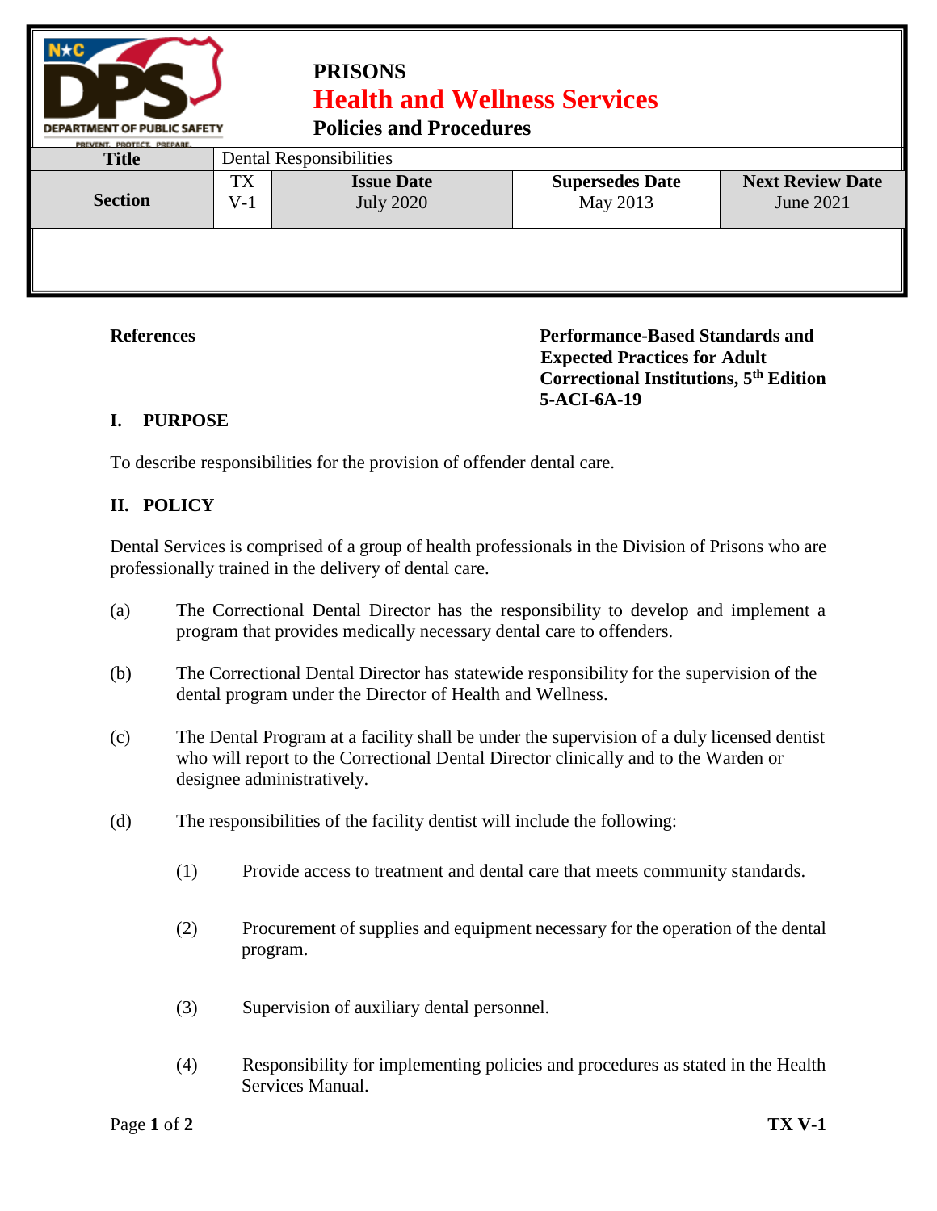# PRISONS
## Health and Wellness Services
### Policies and Procedures

| Title | Dental Responsibilities | | | |
|---|---|---|---|---|
| Section | TX V-1 | Issue Date<br>July 2020 | Supersedes Date<br>May 2013 | Next Review Date<br>June 2021 |

**References**

**Performance-Based Standards and Expected Practices for Adult Correctional Institutions, 5th Edition 5-ACI-6A-19**

## I. PURPOSE

To describe responsibilities for the provision of offender dental care.

## II. POLICY

Dental Services is comprised of a group of health professionals in the Division of Prisons who are professionally trained in the delivery of dental care.

(a) The Correctional Dental Director has the responsibility to develop and implement a program that provides medically necessary dental care to offenders.

(b) The Correctional Dental Director has statewide responsibility for the supervision of the dental program under the Director of Health and Wellness.

(c) The Dental Program at a facility shall be under the supervision of a duly licensed dentist who will report to the Correctional Dental Director clinically and to the Warden or designee administratively.

(d) The responsibilities of the facility dentist will include the following:

(1) Provide access to treatment and dental care that meets community standards.

(2) Procurement of supplies and equipment necessary for the operation of the dental program.

(3) Supervision of auxiliary dental personnel.

(4) Responsibility for implementing policies and procedures as stated in the Health Services Manual.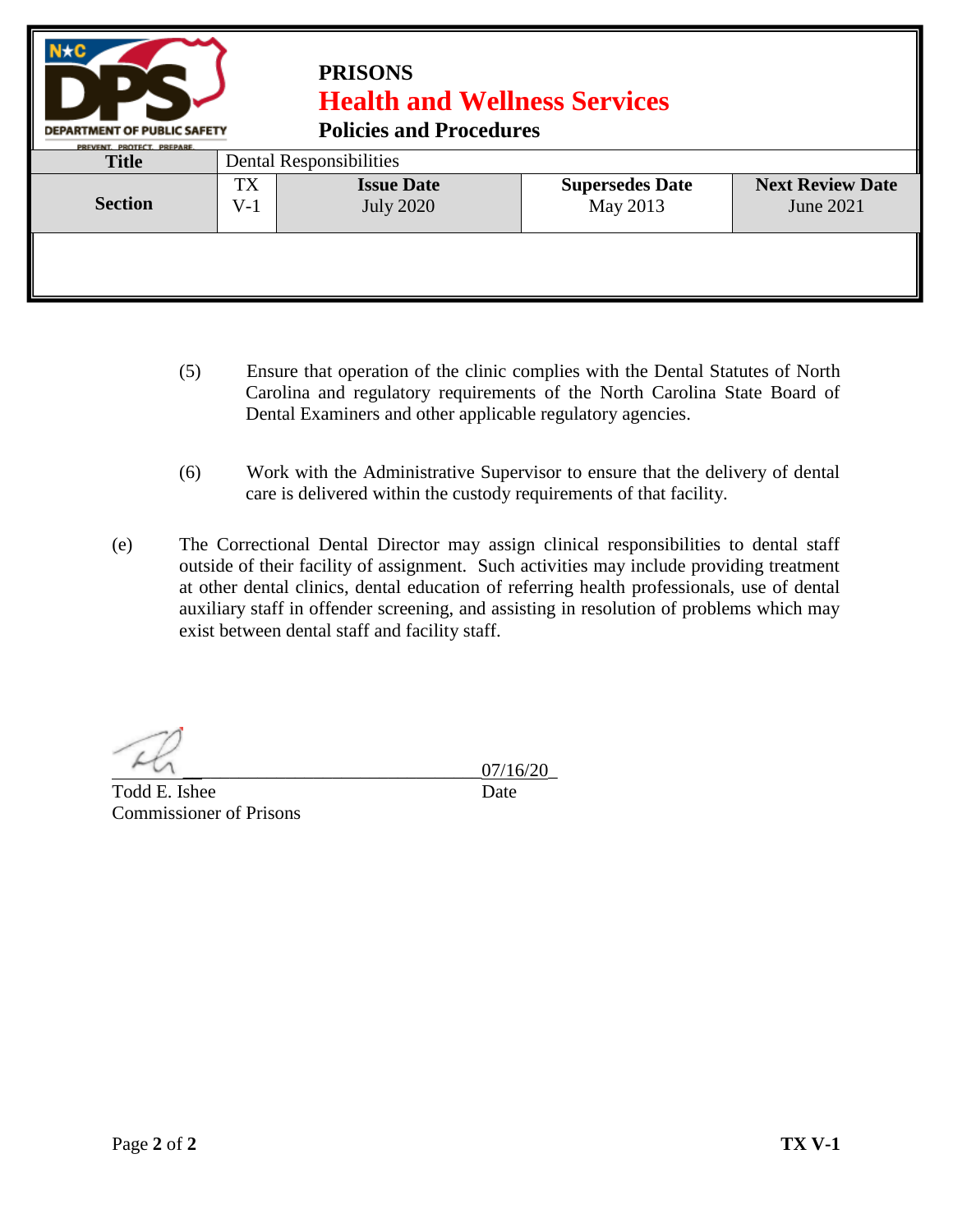| | | | | |
|---|---|---|---|---|
| **PRISONS** **Health and Wellness Services** **Policies and Procedures** | | | | |
| **Title** | Dental Responsibilities | | | |
| **Section** | TX V-1 | **Issue Date** July 2020 | **Supersedes Date** May 2013 | **Next Review Date** June 2021 |

(5) Ensure that operation of the clinic complies with the Dental Statutes of North Carolina and regulatory requirements of the North Carolina State Board of Dental Examiners and other applicable regulatory agencies.

(6) Work with the Administrative Supervisor to ensure that the delivery of dental care is delivered within the custody requirements of that facility.

(e) The Correctional Dental Director may assign clinical responsibilities to dental staff outside of their facility of assignment. Such activities may include providing treatment at other dental clinics, dental education of referring health professionals, use of dental auxiliary staff in offender screening, and assisting in resolution of problems which may exist between dental staff and facility staff.

______________________________ 07/16/20
Todd E. Ishee Date
Commissioner of Prisons